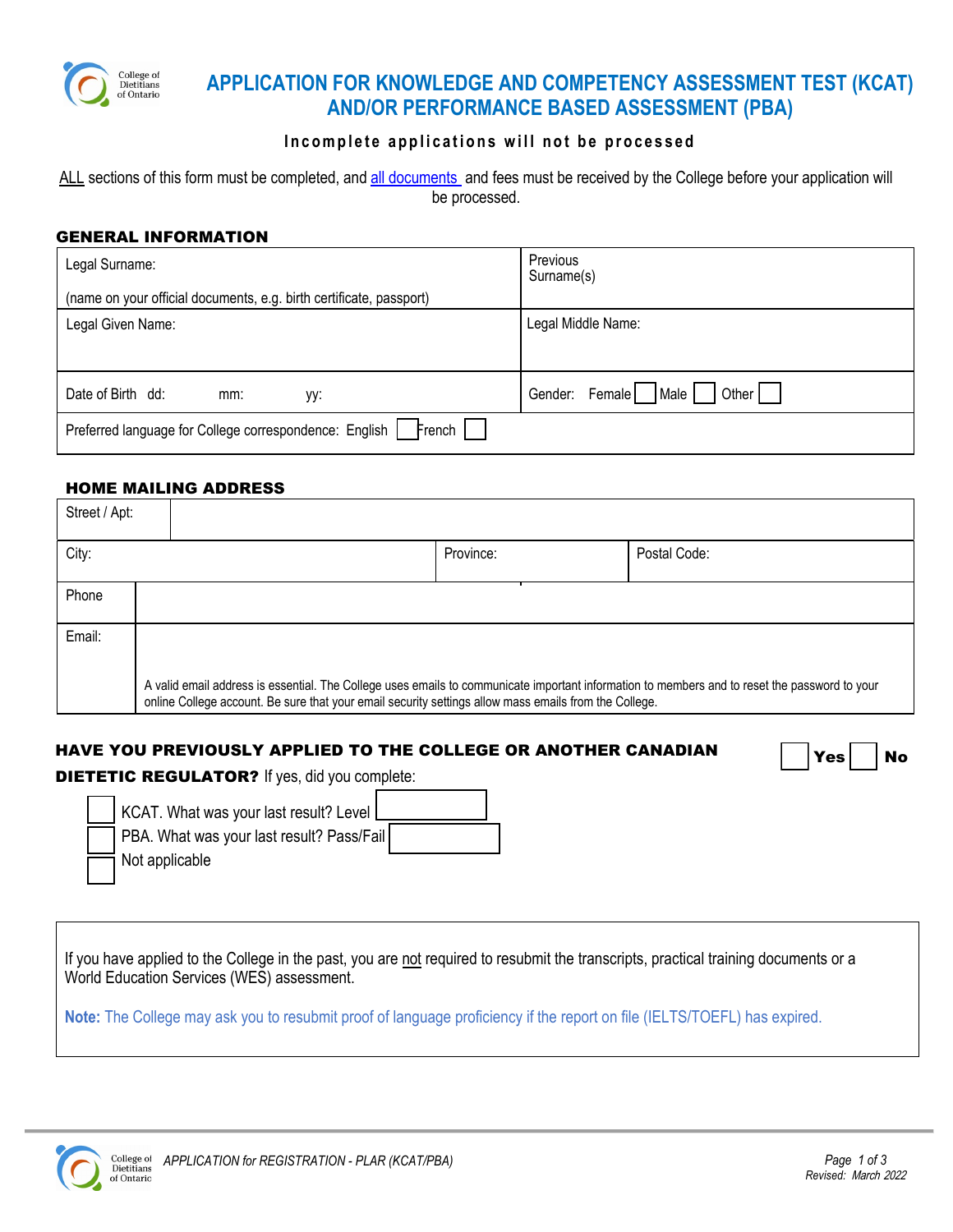College of Dietitians of Ontario

# APPLICATION FOR KNOWLEDGE AND COMPETENCY ASSESSMENT TEST (KCAT) AND/OR PERFORMANCE BASED ASSESSMENT (PBA)

**Incomplete applications will not be processed**

ALL sections of this form must be completed, and all documents and fees must be received by the College before your application will be processed.

## GENERAL INFORMATION

| | |
|---|---|
| Legal Surname: (name on your official documents, e.g. birth certificate, passport) | Previous Surname(s) |
| Legal Given Name: | Legal Middle Name: |
| Date of Birth dd: mm: yy: | Gender: Female ☐ Male ☐ Other ☐ |
| Preferred language for College correspondence: English ☐ French ☐ | |

## HOME MAILING ADDRESS

| | | |
|---|---|---|
| Street / Apt: | | |
| City: | Province: | Postal Code: |
| Phone | | |
| Email: A valid email address is essential. The College uses emails to communicate important information to members and to reset the password to your online College account. Be sure that your email security settings allow mass emails from the College. | | |

**HAVE YOU PREVIOUSLY APPLIED TO THE COLLEGE OR ANOTHER CANADIAN DIETETIC REGULATOR?** If yes, did you complete: ☐ **Yes** ☐ **No**

- ☐ KCAT. What was your last result? Level ______
- ☐ PBA. What was your last result? Pass/Fail ______
- ☐ Not applicable

If you have applied to the College in the past, you are not required to resubmit the transcripts, practical training documents or a World Education Services (WES) assessment.

**Note:** The College may ask you to resubmit proof of language proficiency if the report on file (IELTS/TOEFL) has expired.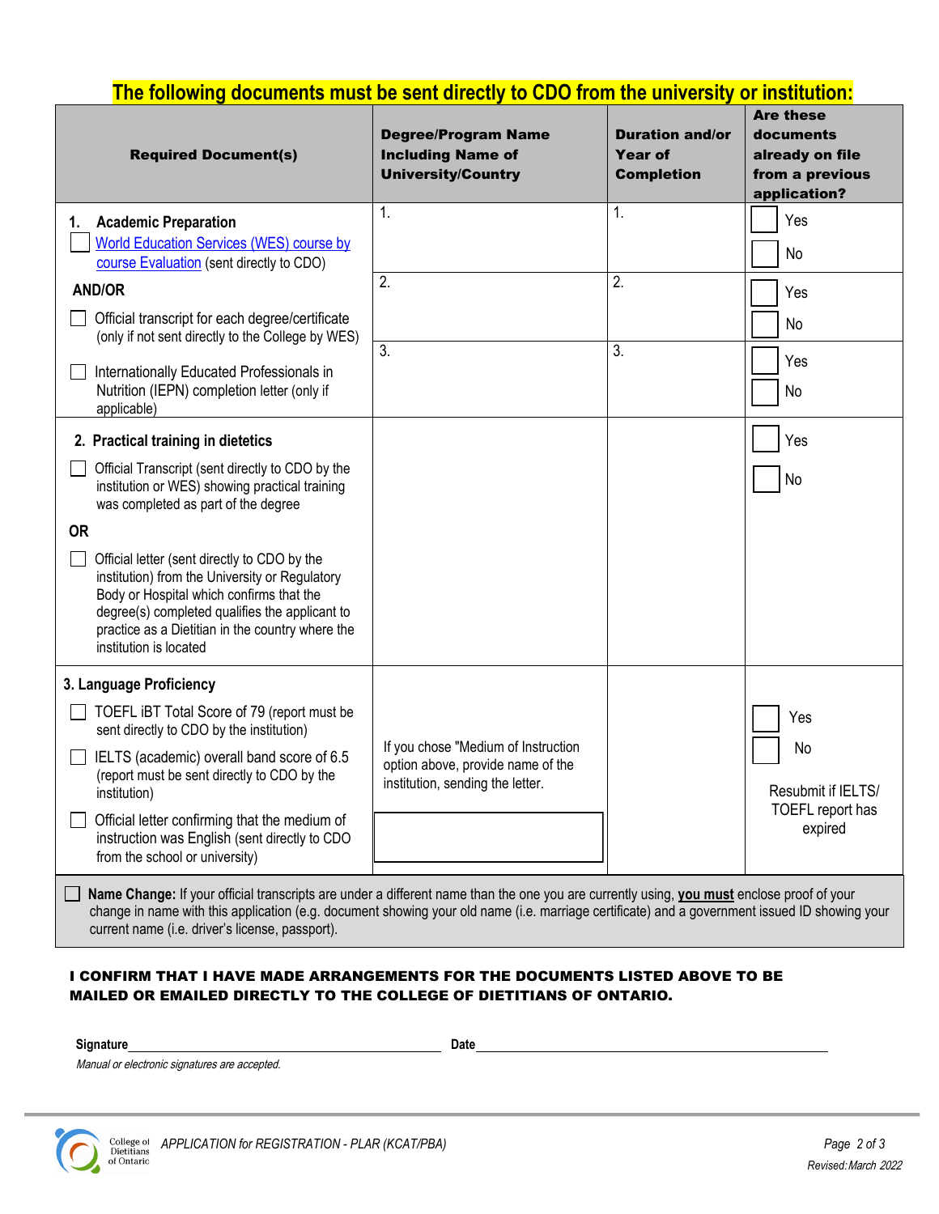## The following documents must be sent directly to CDO from the university or institution:

| Required Document(s) | Degree/Program Name Including Name of University/Country | Duration and/or Year of Completion | Are these documents already on file from a previous application? |
|---|---|---|---|
| **1. Academic Preparation**<br>☐ World Education Services (WES) course by course Evaluation (sent directly to CDO)<br>**AND/OR**<br>☐ Official transcript for each degree/certificate (only if not sent directly to the College by WES)<br>☐ Internationally Educated Professionals in Nutrition (IEPN) completion letter (only if applicable) | 1.<br>2.<br>3. | 1.<br>2.<br>3. | 1. ☐ Yes ☐ No<br>2. ☐ Yes ☐ No<br>3. ☐ Yes ☐ No |
| **2. Practical training in dietetics**<br>☐ Official Transcript (sent directly to CDO by the institution or WES) showing practical training was completed as part of the degree<br>**OR**<br>☐ Official letter (sent directly to CDO by the institution) from the University or Regulatory Body or Hospital which confirms that the degree(s) completed qualifies the applicant to practice as a Dietitian in the country where the institution is located | | | ☐ Yes<br>☐ No |
| **3. Language Proficiency**<br>☐ TOEFL iBT Total Score of 79 (report must be sent directly to CDO by the institution)<br>☐ IELTS (academic) overall band score of 6.5 (report must be sent directly to CDO by the institution)<br>☐ Official letter confirming that the medium of instruction was English (sent directly to CDO from the school or university) | If you chose "Medium of Instruction option above, provide name of the institution, sending the letter. | | ☐ Yes<br>☐ No<br>Resubmit if IELTS/ TOEFL report has expired |

☐ **Name Change:** If your official transcripts are under a different name than the one you are currently using, **you must** enclose proof of your change in name with this application (e.g. document showing your old name (i.e. marriage certificate) and a government issued ID showing your current name (i.e. driver's license, passport).

**I CONFIRM THAT I HAVE MADE ARRANGEMENTS FOR THE DOCUMENTS LISTED ABOVE TO BE MAILED OR EMAILED DIRECTLY TO THE COLLEGE OF DIETITIANS OF ONTARIO.**

**Signature**______________________________ **Date**______________________________

*Manual or electronic signatures are accepted.*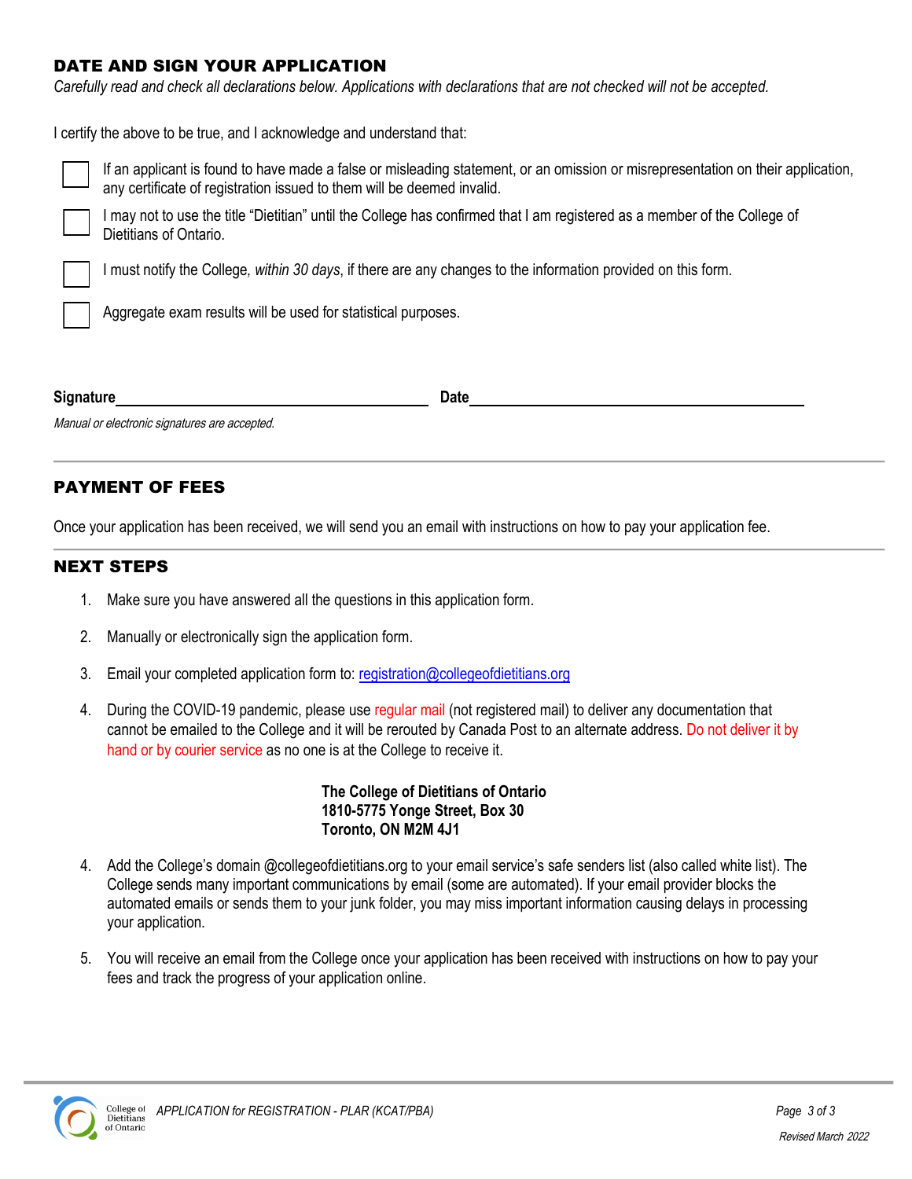## DATE AND SIGN YOUR APPLICATION

*Carefully read and check all declarations below. Applications with declarations that are not checked will not be accepted.*

I certify the above to be true, and I acknowledge and understand that:

- [ ] If an applicant is found to have made a false or misleading statement, or an omission or misrepresentation on their application, any certificate of registration issued to them will be deemed invalid.
- [ ] I may not to use the title "Dietitian" until the College has confirmed that I am registered as a member of the College of Dietitians of Ontario.
- [ ] I must notify the College*, within 30 days*, if there are any changes to the information provided on this form.
- [ ] Aggregate exam results will be used for statistical purposes.

**Signature**\_\_\_\_\_\_\_\_\_\_\_\_\_\_\_\_\_\_\_\_\_\_\_\_\_\_\_\_\_\_\_\_\_\_\_\_ **Date**\_\_\_\_\_\_\_\_\_\_\_\_\_\_\_\_\_\_\_\_\_\_\_\_\_\_\_\_\_\_\_\_\_\_\_\_

*Manual or electronic signatures are accepted.*

---

## PAYMENT OF FEES

Once your application has been received, we will send you an email with instructions on how to pay your application fee.

---

## NEXT STEPS

1. Make sure you have answered all the questions in this application form.
2. Manually or electronically sign the application form.
3. Email your completed application form to: registration@collegeofdietitians.org
4. During the COVID-19 pandemic, please use regular mail (not registered mail) to deliver any documentation that cannot be emailed to the College and it will be rerouted by Canada Post to an alternate address. Do not deliver it by hand or by courier service as no one is at the College to receive it.

   **The College of Dietitians of Ontario**
   **1810-5775 Yonge Street, Box 30**
   **Toronto, ON M2M 4J1**

4. Add the College's domain @collegeofdietitians.org to your email service's safe senders list (also called white list). The College sends many important communications by email (some are automated). If your email provider blocks the automated emails or sends them to your junk folder, you may miss important information causing delays in processing your application.
5. You will receive an email from the College once your application has been received with instructions on how to pay your fees and track the progress of your application online.